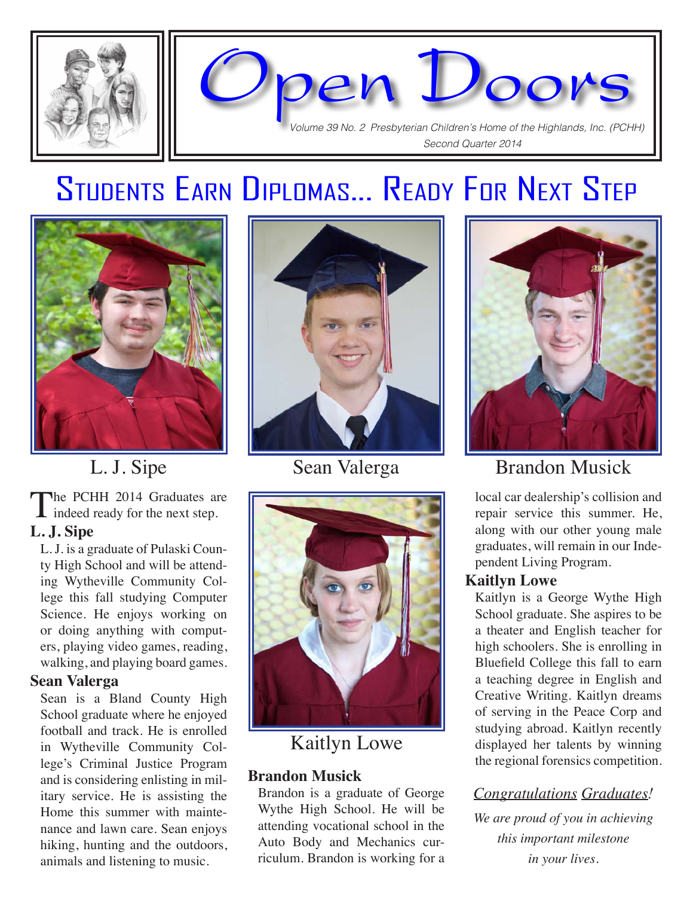# Open Doors

*Volume 39 No. 2 Presbyterian Children's Home of the Highlands, Inc. (PCHH)*
*Second Quarter 2014*

## Students Earn Diplomas... Ready For Next Step

L. J. Sipe

Sean Valerga

Brandon Musick

Kaitlyn Lowe

The PCHH 2014 Graduates are indeed ready for the next step.

**L. J. Sipe**

L. J. is a graduate of Pulaski County High School and will be attending Wytheville Community College this fall studying Computer Science. He enjoys working on or doing anything with computers, playing video games, reading, walking, and playing board games.

**Sean Valerga**

Sean is a Bland County High School graduate where he enjoyed football and track. He is enrolled in Wytheville Community College's Criminal Justice Program and is considering enlisting in military service. He is assisting the Home this summer with maintenance and lawn care. Sean enjoys hiking, hunting and the outdoors, animals and listening to music.

**Brandon Musick**

Brandon is a graduate of George Wythe High School. He will be attending vocational school in the Auto Body and Mechanics curriculum. Brandon is working for a local car dealership's collision and repair service this summer. He, along with our other young male graduates, will remain in our Independent Living Program.

**Kaitlyn Lowe**

Kaitlyn is a George Wythe High School graduate. She aspires to be a theater and English teacher for high schoolers. She is enrolling in Bluefield College this fall to earn a teaching degree in English and Creative Writing. Kaitlyn dreams of serving in the Peace Corp and studying abroad. Kaitlyn recently displayed her talents by winning the regional forensics competition.

*Congratulations Graduates!*

*We are proud of you in achieving this important milestone in your lives.*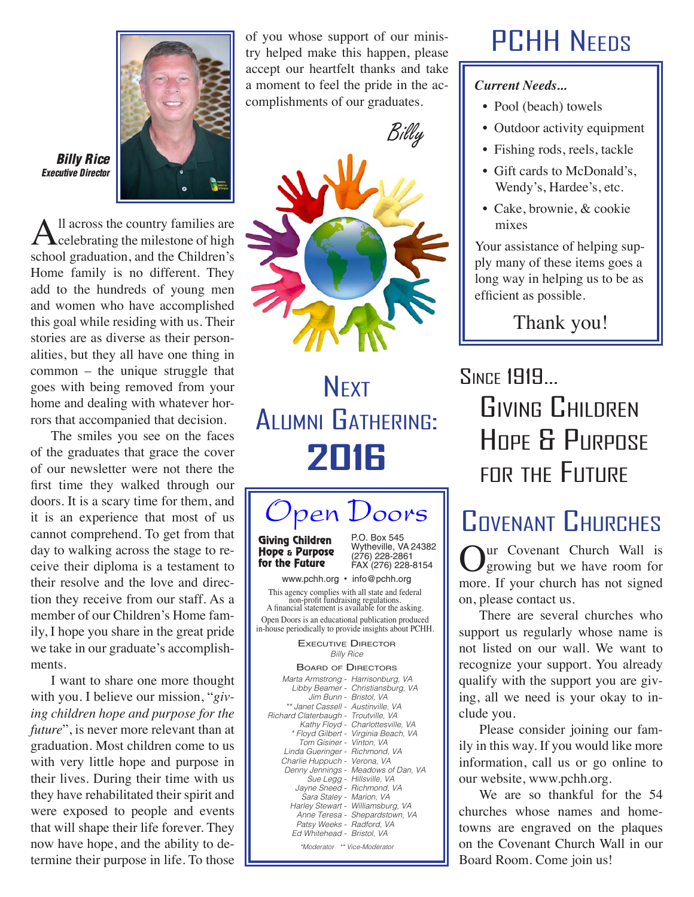**Billy Rice**
*Executive Director*

All across the country families are celebrating the milestone of high school graduation, and the Children's Home family is no different. They add to the hundreds of young men and women who have accomplished this goal while residing with us. Their stories are as diverse as their personalities, but they all have one thing in common – the unique struggle that goes with being removed from your home and dealing with whatever horrors that accompanied that decision.

The smiles you see on the faces of the graduates that grace the cover of our newsletter were not there the first time they walked through our doors. It is a scary time for them, and it is an experience that most of us cannot comprehend. To get from that day to walking across the stage to receive their diploma is a testament to their resolve and the love and direction they receive from our staff. As a member of our Children's Home family, I hope you share in the great pride we take in our graduate's accomplishments.

I want to share one more thought with you. I believe our mission, "*giving children hope and purpose for the future*", is never more relevant than at graduation. Most children come to us with very little hope and purpose in their lives. During their time with us they have rehabilitated their spirit and were exposed to people and events that will shape their life forever. They now have hope, and the ability to determine their purpose in life. To those of you whose support of our ministry helped make this happen, please accept our heartfelt thanks and take a moment to feel the pride in the accomplishments of our graduates.

*Billy*

# Next Alumni Gathering: 2016

## Open Doors

**Giving Children Hope & Purpose for the Future**

P.O. Box 545
Wytheville, VA 24382
(276) 228-2861
FAX (276) 228-8154

www.pchh.org • info@pchh.org

This agency complies with all state and federal non-profit fundraising regulations. A financial statement is available for the asking.

Open Doors is an educational publication produced in-house periodically to provide insights about PCHH.

**Executive Director**
*Billy Rice*

**Board of Directors**
*Marta Armstrong - Harrisonburg, VA*
*Libby Beamer - Christiansburg, VA*
*Jim Bunn - Bristol, VA*
*\*\* Janet Cassell - Austinville, VA*
*Richard Claterbaugh - Troutville, VA*
*Kathy Floyd - Charlottesville, VA*
*\* Floyd Gilbert - Virginia Beach, VA*
*Tom Gisiner - Vinton, VA*
*Linda Gueringer - Richmond, VA*
*Charlie Huppuch - Verona, VA*
*Denny Jennings - Meadows of Dan, VA*
*Sue Legg - Hillsville, VA*
*Jayne Sneed - Richmond, VA*
*Sara Staley - Marion, VA*
*Harley Stewart - Williamsburg, VA*
*Anne Teresa - Shepardstown, VA*
*Patsy Weeks - Radford, VA*
*Ed Whitehead - Bristol, VA*

*\*Moderator \*\* Vice-Moderator*

# PCHH Needs

***Current Needs...***

- Pool (beach) towels
- Outdoor activity equipment
- Fishing rods, reels, tackle
- Gift cards to McDonald's, Wendy's, Hardee's, etc.
- Cake, brownie, & cookie mixes

Your assistance of helping supply many of these items goes a long way in helping us to be as efficient as possible.

Thank you!

## Since 1919... Giving Children Hope & Purpose for the Future

# Covenant Churches

Our Covenant Church Wall is growing but we have room for more. If your church has not signed on, please contact us.

There are several churches who support us regularly whose name is not listed on our wall. We want to recognize your support. You already qualify with the support you are giving, all we need is your okay to include you.

Please consider joining our family in this way. If you would like more information, call us or go online to our website, www.pchh.org.

We are so thankful for the 54 churches whose names and hometowns are engraved on the plaques on the Covenant Church Wall in our Board Room. Come join us!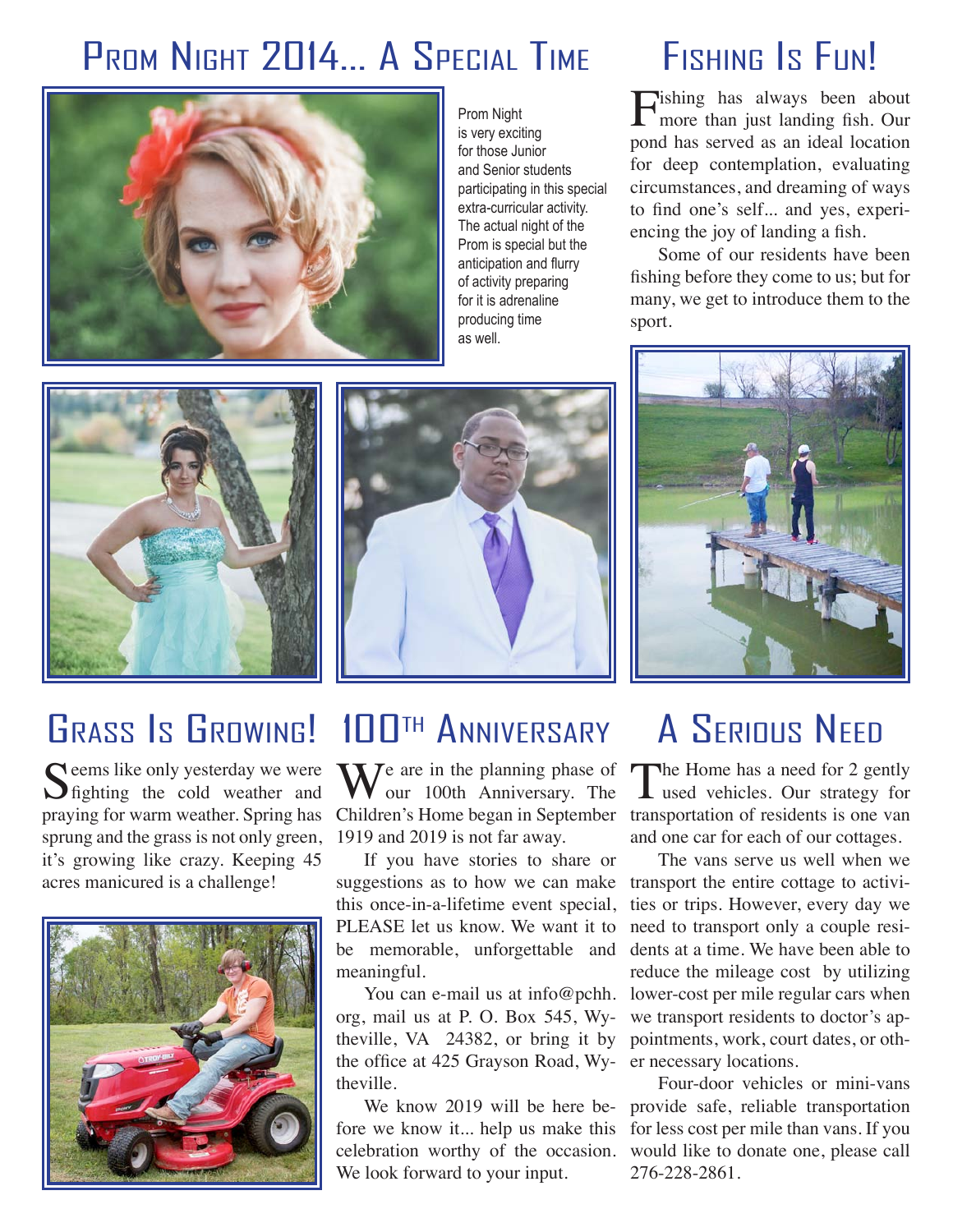## Prom Night 2014... A Special Time

Prom Night is very exciting for those Junior and Senior students participating in this special extra-curricular activity. The actual night of the Prom is special but the anticipation and flurry of activity preparing for it is adrenaline producing time as well.

## Fishing Is Fun!

Fishing has always been about more than just landing fish. Our pond has served as an ideal location for deep contemplation, evaluating circumstances, and dreaming of ways to find one's self... and yes, experiencing the joy of landing a fish.

Some of our residents have been fishing before they come to us; but for many, we get to introduce them to the sport.

## Grass Is Growing!

Seems like only yesterday we were fighting the cold weather and praying for warm weather. Spring has sprung and the grass is not only green, it's growing like crazy. Keeping 45 acres manicured is a challenge!

## 100th Anniversary

We are in the planning phase of our 100th Anniversary. The Children's Home began in September 1919 and 2019 is not far away.

If you have stories to share or suggestions as to how we can make this once-in-a-lifetime event special, PLEASE let us know. We want it to be memorable, unforgettable and meaningful.

You can e-mail us at info@pchh.org, mail us at P. O. Box 545, Wytheville, VA 24382, or bring it by the office at 425 Grayson Road, Wytheville.

We know 2019 will be here before we know it... help us make this celebration worthy of the occasion. We look forward to your input.

## A Serious Need

The Home has a need for 2 gently used vehicles. Our strategy for transportation of residents is one van and one car for each of our cottages.

The vans serve us well when we transport the entire cottage to activities or trips. However, every day we need to transport only a couple residents at a time. We have been able to reduce the mileage cost by utilizing lower-cost per mile regular cars when we transport residents to doctor's appointments, work, court dates, or other necessary locations.

Four-door vehicles or mini-vans provide safe, reliable transportation for less cost per mile than vans. If you would like to donate one, please call 276-228-2861.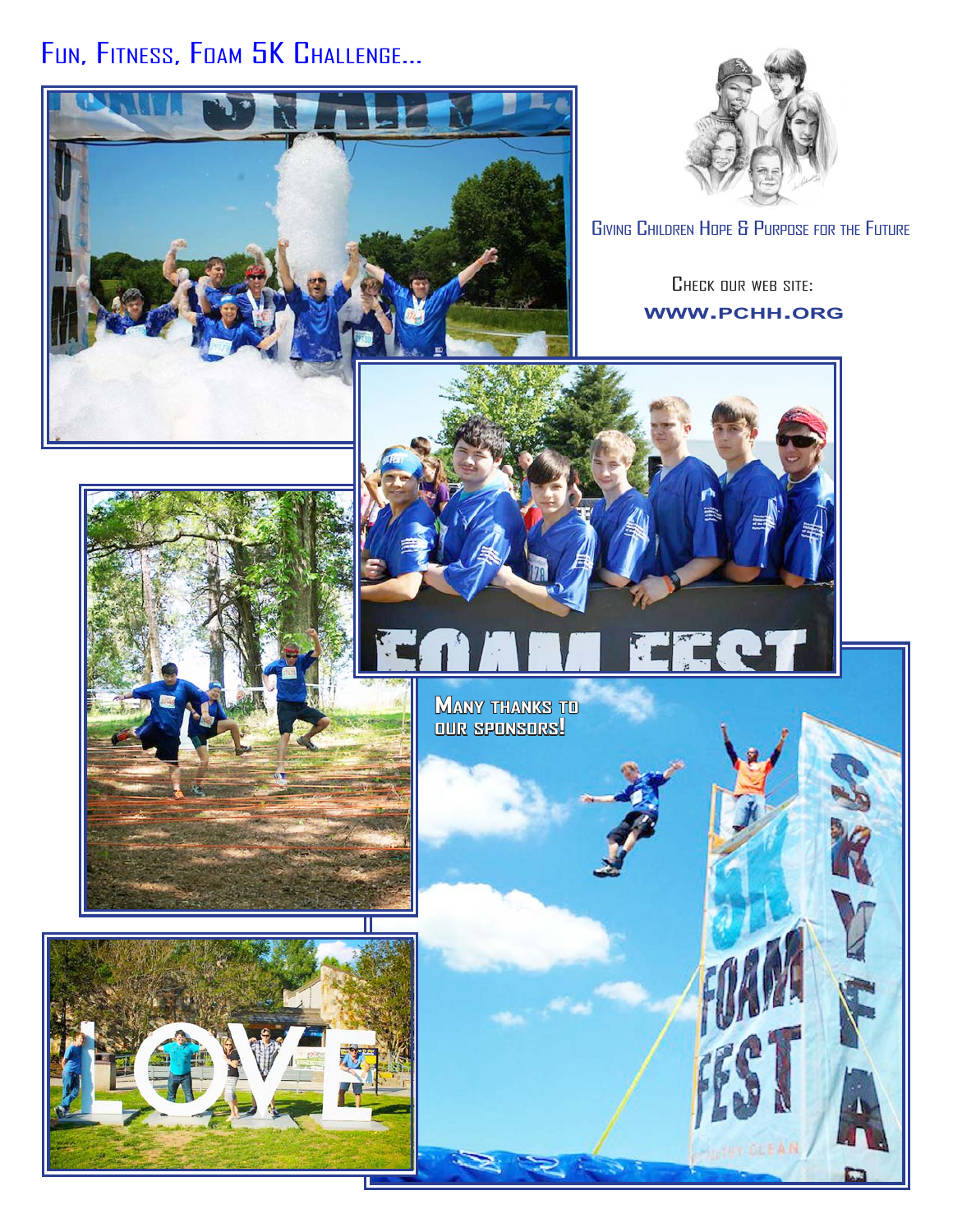# Fun, Fitness, Foam 5K Challenge...

Giving Children Hope & Purpose for the Future

Check our web site:

**www.pchh.org**

Many thanks to our sponsors!